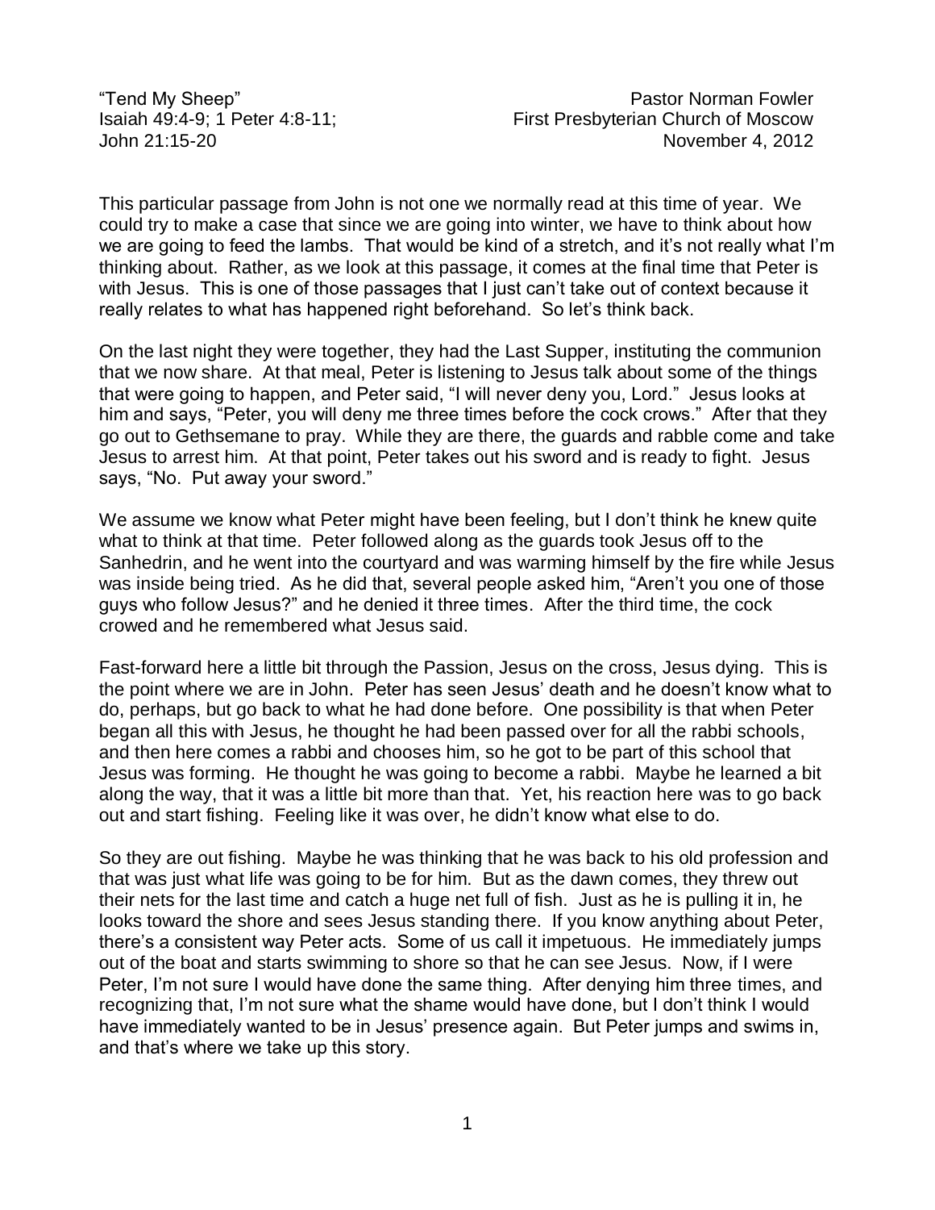“Tend My Sheep”
Isaiah 49:4-9; 1 Peter 4:8-11;
John 21:15-20

Pastor Norman Fowler
First Presbyterian Church of Moscow
November 4, 2012

This particular passage from John is not one we normally read at this time of year. We could try to make a case that since we are going into winter, we have to think about how we are going to feed the lambs. That would be kind of a stretch, and it’s not really what I’m thinking about. Rather, as we look at this passage, it comes at the final time that Peter is with Jesus. This is one of those passages that I just can’t take out of context because it really relates to what has happened right beforehand. So let’s think back.

On the last night they were together, they had the Last Supper, instituting the communion that we now share. At that meal, Peter is listening to Jesus talk about some of the things that were going to happen, and Peter said, “I will never deny you, Lord.” Jesus looks at him and says, “Peter, you will deny me three times before the cock crows.” After that they go out to Gethsemane to pray. While they are there, the guards and rabble come and take Jesus to arrest him. At that point, Peter takes out his sword and is ready to fight. Jesus says, “No. Put away your sword.”

We assume we know what Peter might have been feeling, but I don’t think he knew quite what to think at that time. Peter followed along as the guards took Jesus off to the Sanhedrin, and he went into the courtyard and was warming himself by the fire while Jesus was inside being tried. As he did that, several people asked him, “Aren’t you one of those guys who follow Jesus?” and he denied it three times. After the third time, the cock crowed and he remembered what Jesus said.

Fast-forward here a little bit through the Passion, Jesus on the cross, Jesus dying. This is the point where we are in John. Peter has seen Jesus’ death and he doesn’t know what to do, perhaps, but go back to what he had done before. One possibility is that when Peter began all this with Jesus, he thought he had been passed over for all the rabbi schools, and then here comes a rabbi and chooses him, so he got to be part of this school that Jesus was forming. He thought he was going to become a rabbi. Maybe he learned a bit along the way, that it was a little bit more than that. Yet, his reaction here was to go back out and start fishing. Feeling like it was over, he didn’t know what else to do.

So they are out fishing. Maybe he was thinking that he was back to his old profession and that was just what life was going to be for him. But as the dawn comes, they threw out their nets for the last time and catch a huge net full of fish. Just as he is pulling it in, he looks toward the shore and sees Jesus standing there. If you know anything about Peter, there’s a consistent way Peter acts. Some of us call it impetuous. He immediately jumps out of the boat and starts swimming to shore so that he can see Jesus. Now, if I were Peter, I’m not sure I would have done the same thing. After denying him three times, and recognizing that, I’m not sure what the shame would have done, but I don’t think I would have immediately wanted to be in Jesus’ presence again. But Peter jumps and swims in, and that’s where we take up this story.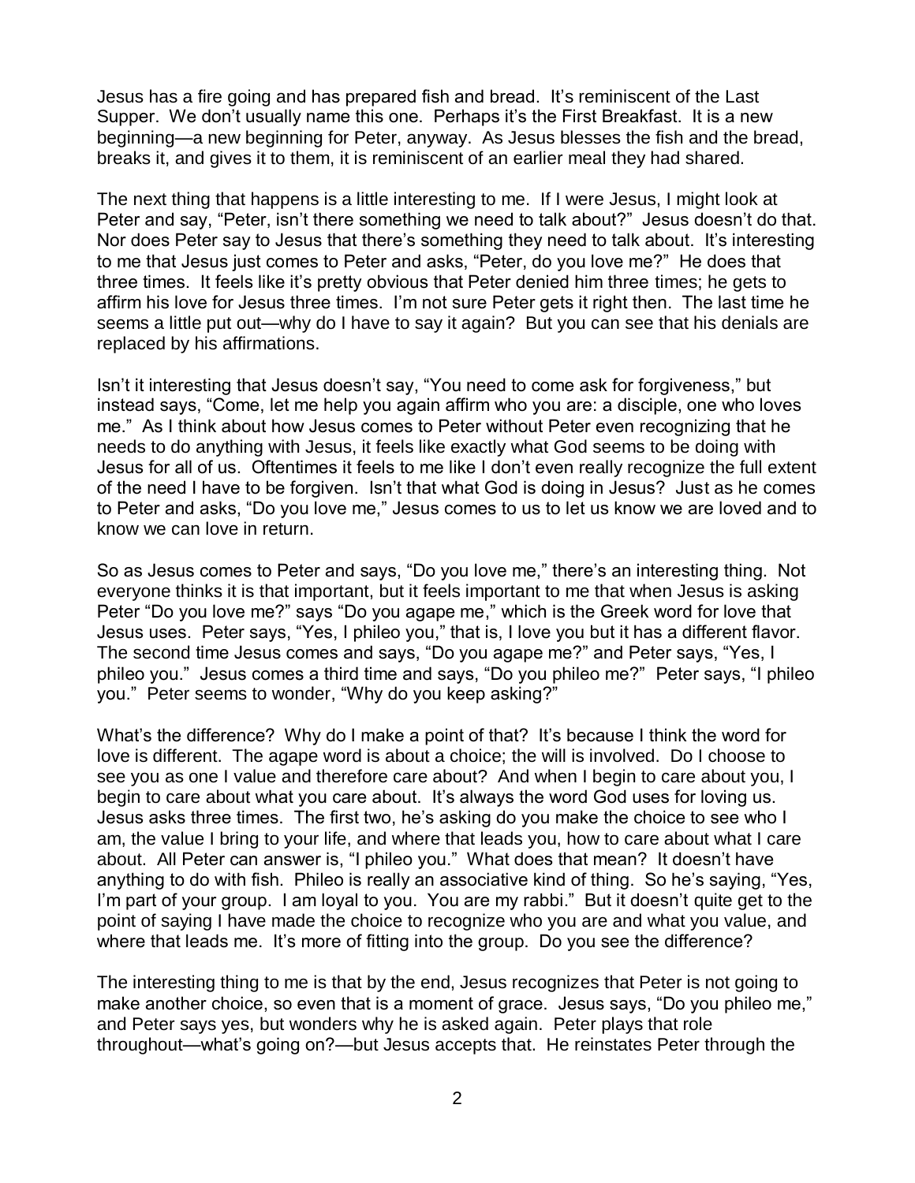Jesus has a fire going and has prepared fish and bread. It's reminiscent of the Last Supper. We don't usually name this one. Perhaps it's the First Breakfast. It is a new beginning—a new beginning for Peter, anyway. As Jesus blesses the fish and the bread, breaks it, and gives it to them, it is reminiscent of an earlier meal they had shared.

The next thing that happens is a little interesting to me. If I were Jesus, I might look at Peter and say, "Peter, isn't there something we need to talk about?" Jesus doesn't do that. Nor does Peter say to Jesus that there's something they need to talk about. It's interesting to me that Jesus just comes to Peter and asks, "Peter, do you love me?" He does that three times. It feels like it's pretty obvious that Peter denied him three times; he gets to affirm his love for Jesus three times. I'm not sure Peter gets it right then. The last time he seems a little put out—why do I have to say it again? But you can see that his denials are replaced by his affirmations.

Isn't it interesting that Jesus doesn't say, "You need to come ask for forgiveness," but instead says, "Come, let me help you again affirm who you are: a disciple, one who loves me." As I think about how Jesus comes to Peter without Peter even recognizing that he needs to do anything with Jesus, it feels like exactly what God seems to be doing with Jesus for all of us. Oftentimes it feels to me like I don't even really recognize the full extent of the need I have to be forgiven. Isn't that what God is doing in Jesus? Just as he comes to Peter and asks, "Do you love me," Jesus comes to us to let us know we are loved and to know we can love in return.

So as Jesus comes to Peter and says, "Do you love me," there's an interesting thing. Not everyone thinks it is that important, but it feels important to me that when Jesus is asking Peter "Do you love me?" says "Do you agape me," which is the Greek word for love that Jesus uses. Peter says, "Yes, I phileo you," that is, I love you but it has a different flavor. The second time Jesus comes and says, "Do you agape me?" and Peter says, "Yes, I phileo you." Jesus comes a third time and says, "Do you phileo me?" Peter says, "I phileo you." Peter seems to wonder, "Why do you keep asking?"

What's the difference? Why do I make a point of that? It's because I think the word for love is different. The agape word is about a choice; the will is involved. Do I choose to see you as one I value and therefore care about? And when I begin to care about you, I begin to care about what you care about. It's always the word God uses for loving us. Jesus asks three times. The first two, he's asking do you make the choice to see who I am, the value I bring to your life, and where that leads you, how to care about what I care about. All Peter can answer is, "I phileo you." What does that mean? It doesn't have anything to do with fish. Phileo is really an associative kind of thing. So he's saying, "Yes, I'm part of your group. I am loyal to you. You are my rabbi." But it doesn't quite get to the point of saying I have made the choice to recognize who you are and what you value, and where that leads me. It's more of fitting into the group. Do you see the difference?

The interesting thing to me is that by the end, Jesus recognizes that Peter is not going to make another choice, so even that is a moment of grace. Jesus says, "Do you phileo me," and Peter says yes, but wonders why he is asked again. Peter plays that role throughout—what's going on?—but Jesus accepts that. He reinstates Peter through the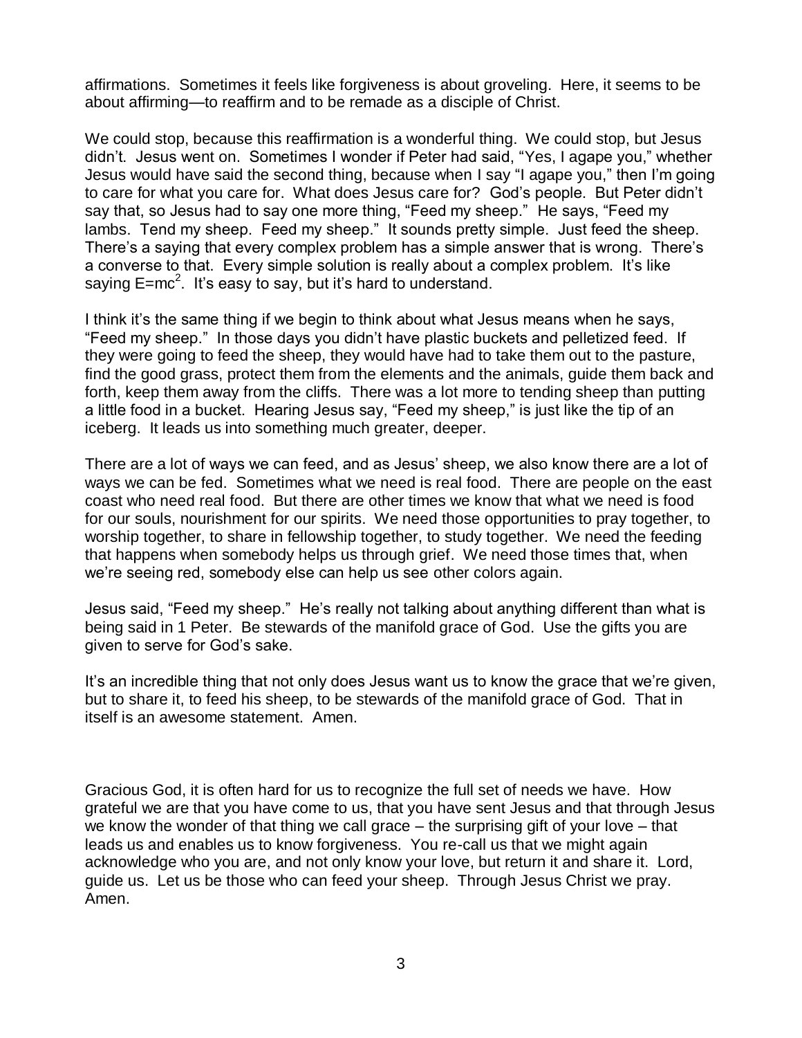affirmations. Sometimes it feels like forgiveness is about groveling. Here, it seems to be about affirming—to reaffirm and to be remade as a disciple of Christ.

We could stop, because this reaffirmation is a wonderful thing. We could stop, but Jesus didn't. Jesus went on. Sometimes I wonder if Peter had said, "Yes, I agape you," whether Jesus would have said the second thing, because when I say "I agape you," then I'm going to care for what you care for. What does Jesus care for? God's people. But Peter didn't say that, so Jesus had to say one more thing, "Feed my sheep." He says, "Feed my lambs. Tend my sheep. Feed my sheep." It sounds pretty simple. Just feed the sheep. There's a saying that every complex problem has a simple answer that is wrong. There's a converse to that. Every simple solution is really about a complex problem. It's like saying $E=mc^2$. It's easy to say, but it's hard to understand.

I think it's the same thing if we begin to think about what Jesus means when he says, "Feed my sheep." In those days you didn't have plastic buckets and pelletized feed. If they were going to feed the sheep, they would have had to take them out to the pasture, find the good grass, protect them from the elements and the animals, guide them back and forth, keep them away from the cliffs. There was a lot more to tending sheep than putting a little food in a bucket. Hearing Jesus say, "Feed my sheep," is just like the tip of an iceberg. It leads us into something much greater, deeper.

There are a lot of ways we can feed, and as Jesus' sheep, we also know there are a lot of ways we can be fed. Sometimes what we need is real food. There are people on the east coast who need real food. But there are other times we know that what we need is food for our souls, nourishment for our spirits. We need those opportunities to pray together, to worship together, to share in fellowship together, to study together. We need the feeding that happens when somebody helps us through grief. We need those times that, when we're seeing red, somebody else can help us see other colors again.

Jesus said, "Feed my sheep." He's really not talking about anything different than what is being said in 1 Peter. Be stewards of the manifold grace of God. Use the gifts you are given to serve for God's sake.

It's an incredible thing that not only does Jesus want us to know the grace that we're given, but to share it, to feed his sheep, to be stewards of the manifold grace of God. That in itself is an awesome statement. Amen.

Gracious God, it is often hard for us to recognize the full set of needs we have. How grateful we are that you have come to us, that you have sent Jesus and that through Jesus we know the wonder of that thing we call grace – the surprising gift of your love – that leads us and enables us to know forgiveness. You re-call us that we might again acknowledge who you are, and not only know your love, but return it and share it. Lord, guide us. Let us be those who can feed your sheep. Through Jesus Christ we pray. Amen.